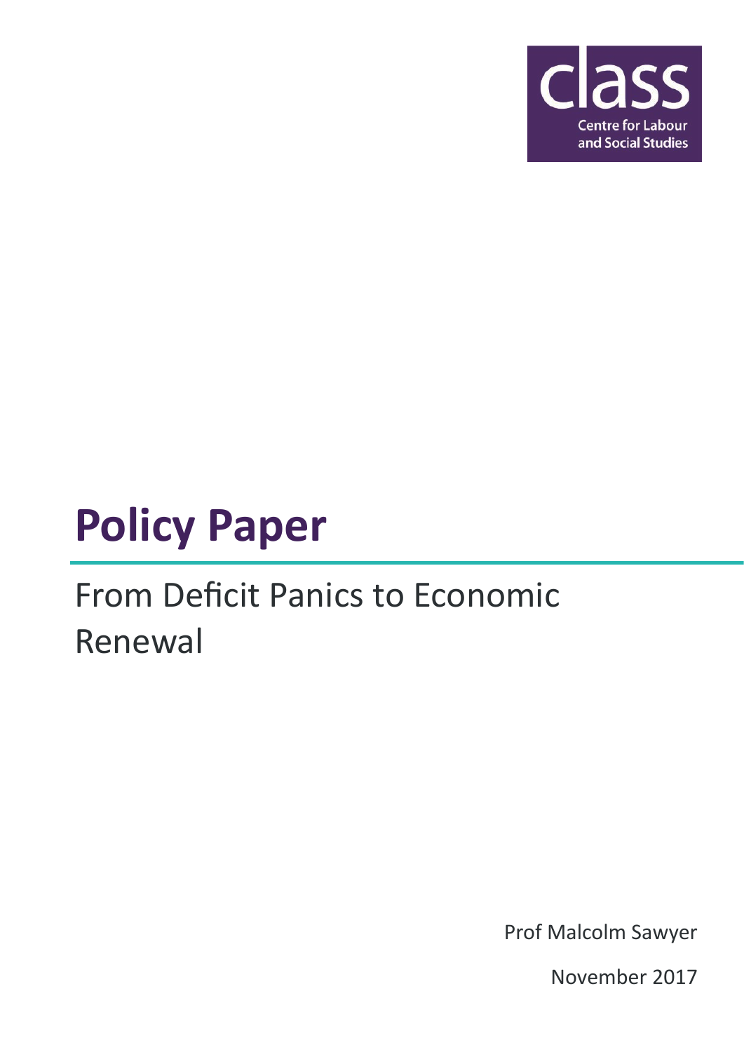class

Centre for Labour and Social Studies

# Policy Paper

## From Deficit Panics to Economic Renewal

Prof Malcolm Sawyer

November 2017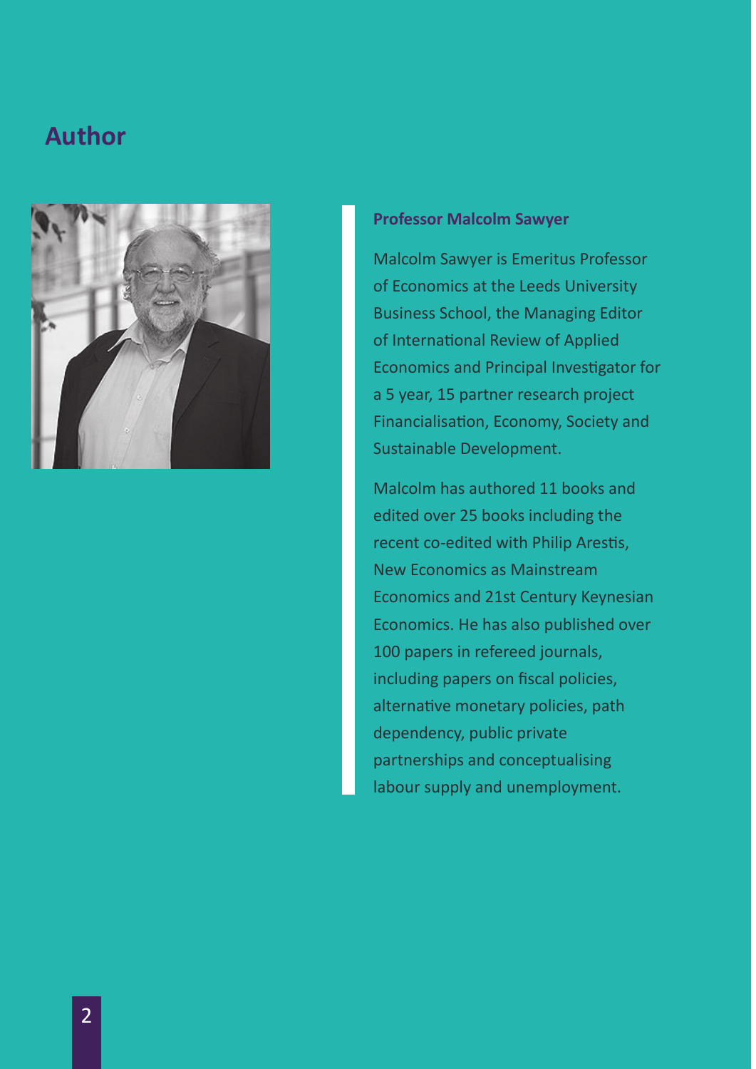# Author

**Professor Malcolm Sawyer**

Malcolm Sawyer is Emeritus Professor of Economics at the Leeds University Business School, the Managing Editor of International Review of Applied Economics and Principal Investigator for a 5 year, 15 partner research project Financialisation, Economy, Society and Sustainable Development.

Malcolm has authored 11 books and edited over 25 books including the recent co-edited with Philip Arestis, New Economics as Mainstream Economics and 21st Century Keynesian Economics. He has also published over 100 papers in refereed journals, including papers on fiscal policies, alternative monetary policies, path dependency, public private partnerships and conceptualising labour supply and unemployment.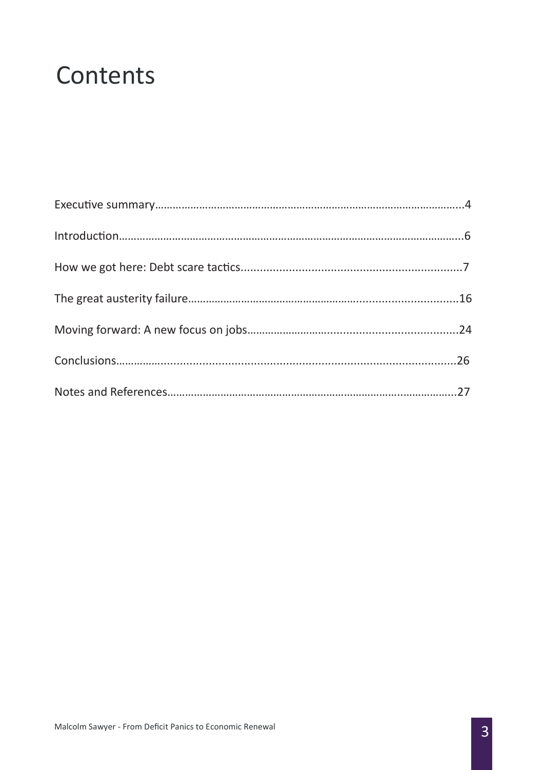# Contents

Executive summary……………………………………………………………………………………………..4

Introduction…………………………………………………………………………………………………..6

How we got here: Debt scare tactics.....................................................................7

The great austerity failure…………………………………………………............................16

Moving forward: A new focus on jobs………………………………………......................................24

Conclusions………………..........................................................................................26

Notes and References…………………………………………………………………………………...27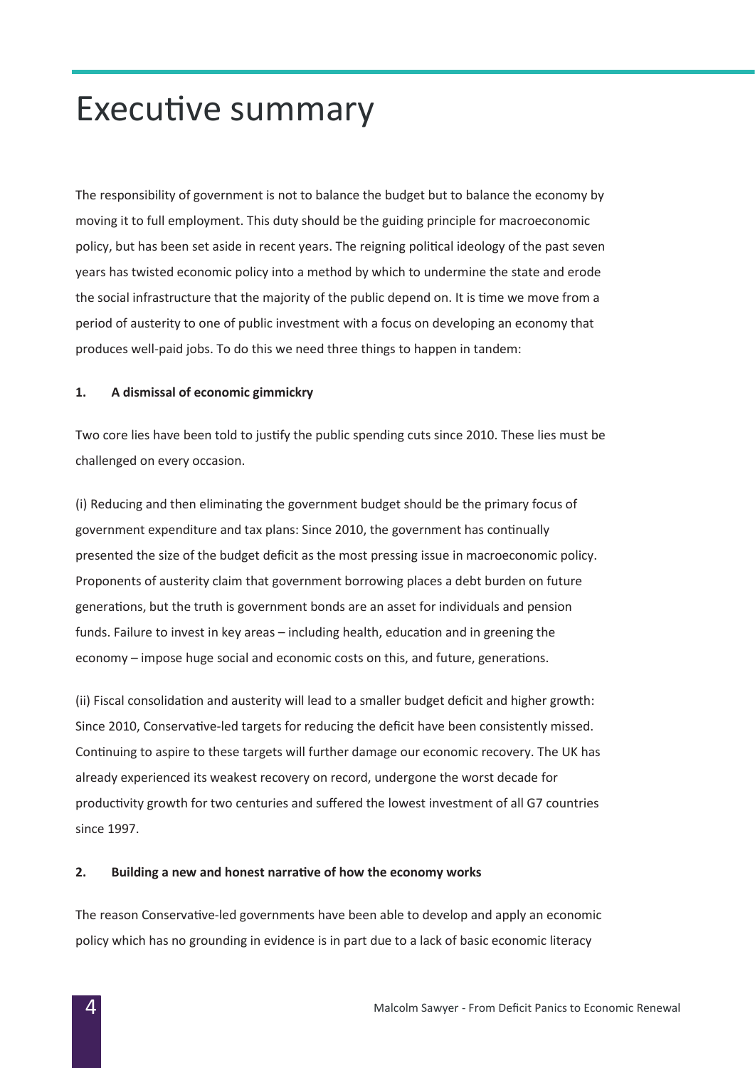# Executive summary

The responsibility of government is not to balance the budget but to balance the economy by moving it to full employment. This duty should be the guiding principle for macroeconomic policy, but has been set aside in recent years. The reigning political ideology of the past seven years has twisted economic policy into a method by which to undermine the state and erode the social infrastructure that the majority of the public depend on. It is time we move from a period of austerity to one of public investment with a focus on developing an economy that produces well-paid jobs. To do this we need three things to happen in tandem:

**1. A dismissal of economic gimmickry**

Two core lies have been told to justify the public spending cuts since 2010. These lies must be challenged on every occasion.

(i) Reducing and then eliminating the government budget should be the primary focus of government expenditure and tax plans: Since 2010, the government has continually presented the size of the budget deficit as the most pressing issue in macroeconomic policy. Proponents of austerity claim that government borrowing places a debt burden on future generations, but the truth is government bonds are an asset for individuals and pension funds. Failure to invest in key areas – including health, education and in greening the economy – impose huge social and economic costs on this, and future, generations.

(ii) Fiscal consolidation and austerity will lead to a smaller budget deficit and higher growth: Since 2010, Conservative-led targets for reducing the deficit have been consistently missed. Continuing to aspire to these targets will further damage our economic recovery. The UK has already experienced its weakest recovery on record, undergone the worst decade for productivity growth for two centuries and suffered the lowest investment of all G7 countries since 1997.

**2. Building a new and honest narrative of how the economy works**

The reason Conservative-led governments have been able to develop and apply an economic policy which has no grounding in evidence is in part due to a lack of basic economic literacy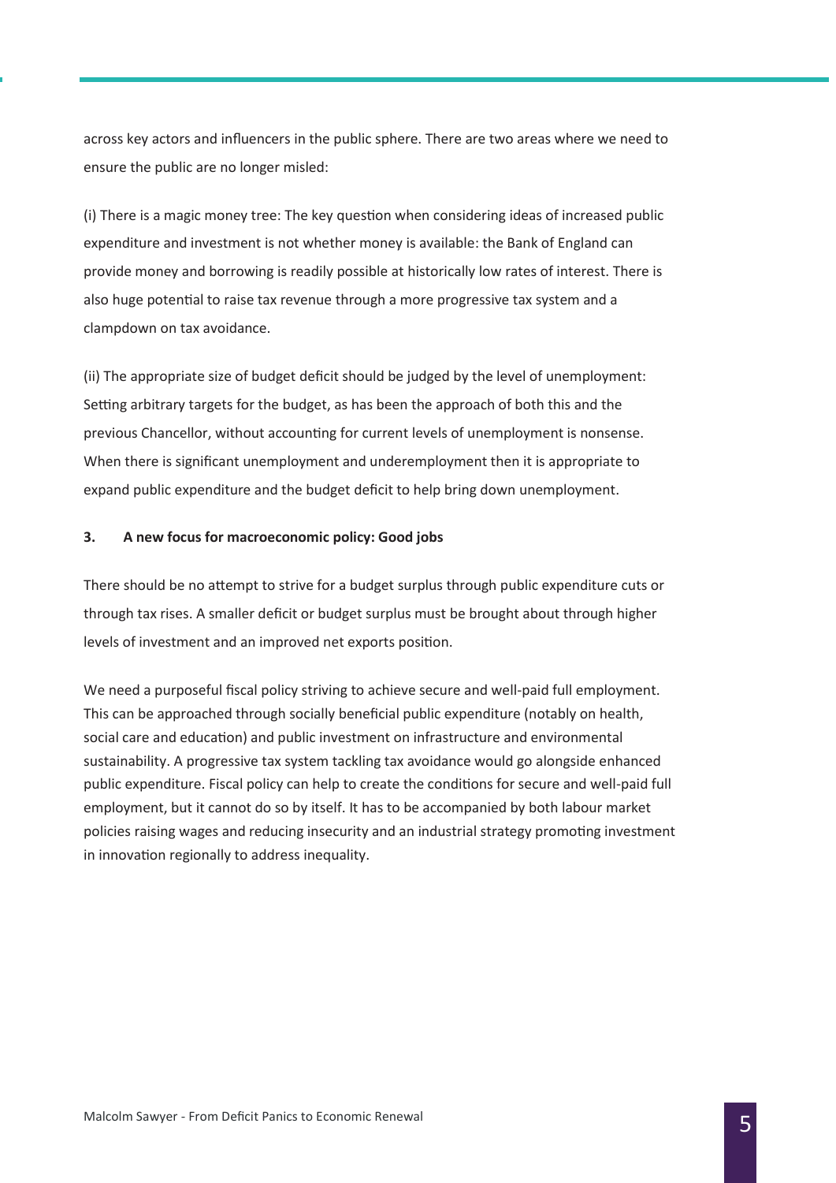across key actors and influencers in the public sphere. There are two areas where we need to ensure the public are no longer misled:

(i) There is a magic money tree: The key question when considering ideas of increased public expenditure and investment is not whether money is available: the Bank of England can provide money and borrowing is readily possible at historically low rates of interest. There is also huge potential to raise tax revenue through a more progressive tax system and a clampdown on tax avoidance.

(ii) The appropriate size of budget deficit should be judged by the level of unemployment: Setting arbitrary targets for the budget, as has been the approach of both this and the previous Chancellor, without accounting for current levels of unemployment is nonsense. When there is significant unemployment and underemployment then it is appropriate to expand public expenditure and the budget deficit to help bring down unemployment.

### 3. A new focus for macroeconomic policy: Good jobs

There should be no attempt to strive for a budget surplus through public expenditure cuts or through tax rises. A smaller deficit or budget surplus must be brought about through higher levels of investment and an improved net exports position.

We need a purposeful fiscal policy striving to achieve secure and well-paid full employment. This can be approached through socially beneficial public expenditure (notably on health, social care and education) and public investment on infrastructure and environmental sustainability. A progressive tax system tackling tax avoidance would go alongside enhanced public expenditure. Fiscal policy can help to create the conditions for secure and well-paid full employment, but it cannot do so by itself. It has to be accompanied by both labour market policies raising wages and reducing insecurity and an industrial strategy promoting investment in innovation regionally to address inequality.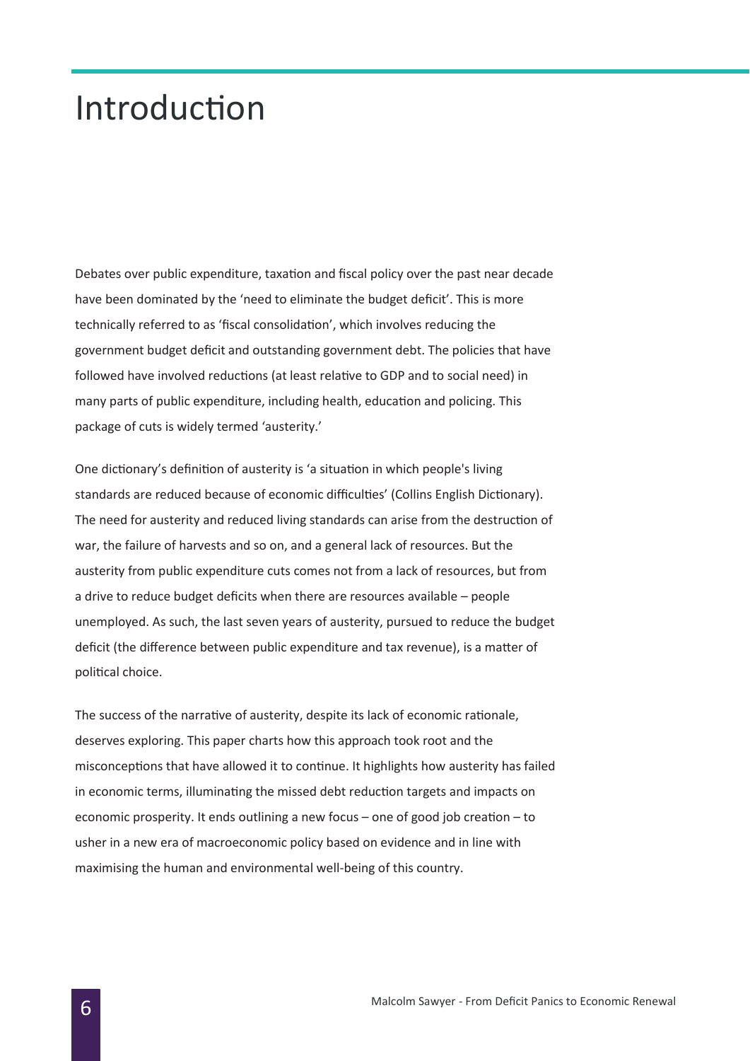# Introduction

Debates over public expenditure, taxation and fiscal policy over the past near decade have been dominated by the 'need to eliminate the budget deficit'. This is more technically referred to as 'fiscal consolidation', which involves reducing the government budget deficit and outstanding government debt. The policies that have followed have involved reductions (at least relative to GDP and to social need) in many parts of public expenditure, including health, education and policing. This package of cuts is widely termed 'austerity.'

One dictionary's definition of austerity is 'a situation in which people's living standards are reduced because of economic difficulties' (Collins English Dictionary). The need for austerity and reduced living standards can arise from the destruction of war, the failure of harvests and so on, and a general lack of resources. But the austerity from public expenditure cuts comes not from a lack of resources, but from a drive to reduce budget deficits when there are resources available – people unemployed. As such, the last seven years of austerity, pursued to reduce the budget deficit (the difference between public expenditure and tax revenue), is a matter of political choice.

The success of the narrative of austerity, despite its lack of economic rationale, deserves exploring. This paper charts how this approach took root and the misconceptions that have allowed it to continue. It highlights how austerity has failed in economic terms, illuminating the missed debt reduction targets and impacts on economic prosperity. It ends outlining a new focus – one of good job creation – to usher in a new era of macroeconomic policy based on evidence and in line with maximising the human and environmental well-being of this country.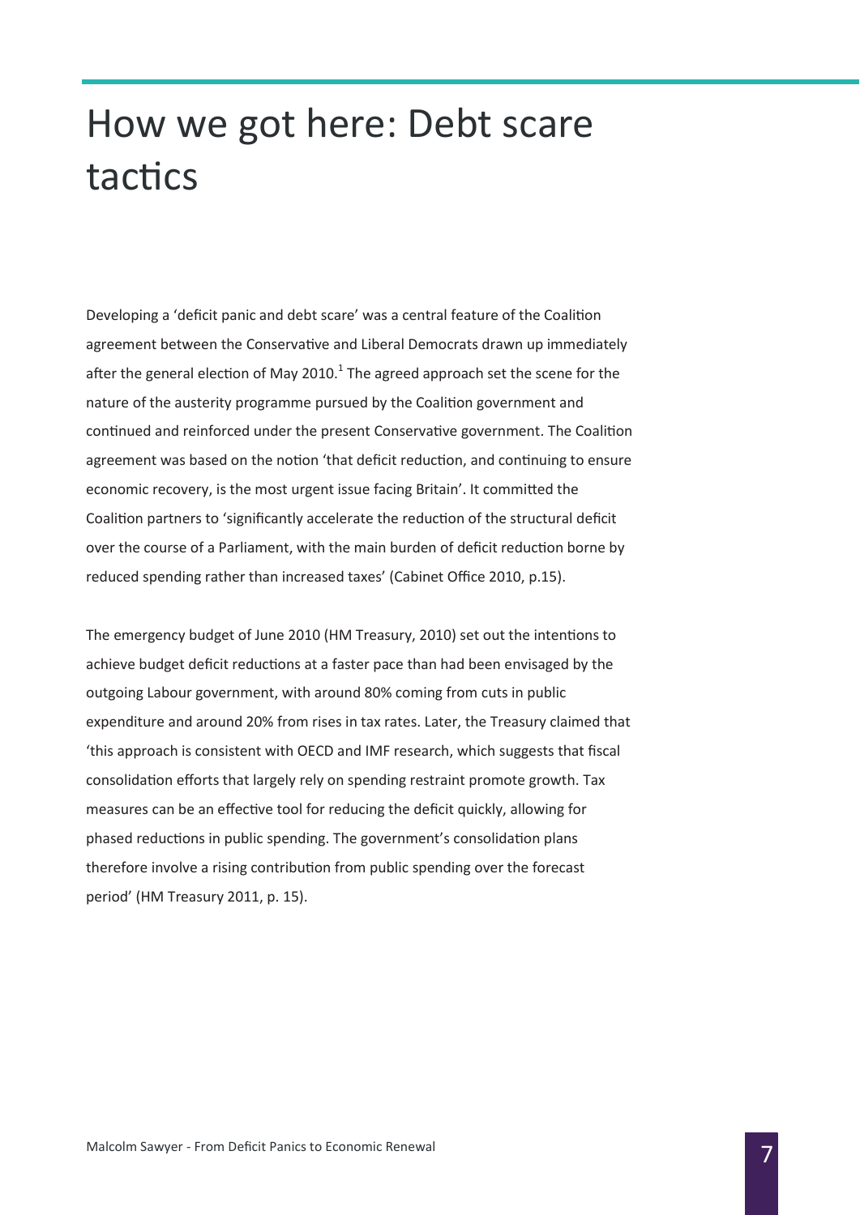# How we got here: Debt scare tactics

Developing a 'deficit panic and debt scare' was a central feature of the Coalition agreement between the Conservative and Liberal Democrats drawn up immediately after the general election of May 2010.[1] The agreed approach set the scene for the nature of the austerity programme pursued by the Coalition government and continued and reinforced under the present Conservative government. The Coalition agreement was based on the notion 'that deficit reduction, and continuing to ensure economic recovery, is the most urgent issue facing Britain'. It committed the Coalition partners to 'significantly accelerate the reduction of the structural deficit over the course of a Parliament, with the main burden of deficit reduction borne by reduced spending rather than increased taxes' (Cabinet Office 2010, p.15).

The emergency budget of June 2010 (HM Treasury, 2010) set out the intentions to achieve budget deficit reductions at a faster pace than had been envisaged by the outgoing Labour government, with around 80% coming from cuts in public expenditure and around 20% from rises in tax rates. Later, the Treasury claimed that 'this approach is consistent with OECD and IMF research, which suggests that fiscal consolidation efforts that largely rely on spending restraint promote growth. Tax measures can be an effective tool for reducing the deficit quickly, allowing for phased reductions in public spending. The government's consolidation plans therefore involve a rising contribution from public spending over the forecast period' (HM Treasury 2011, p. 15).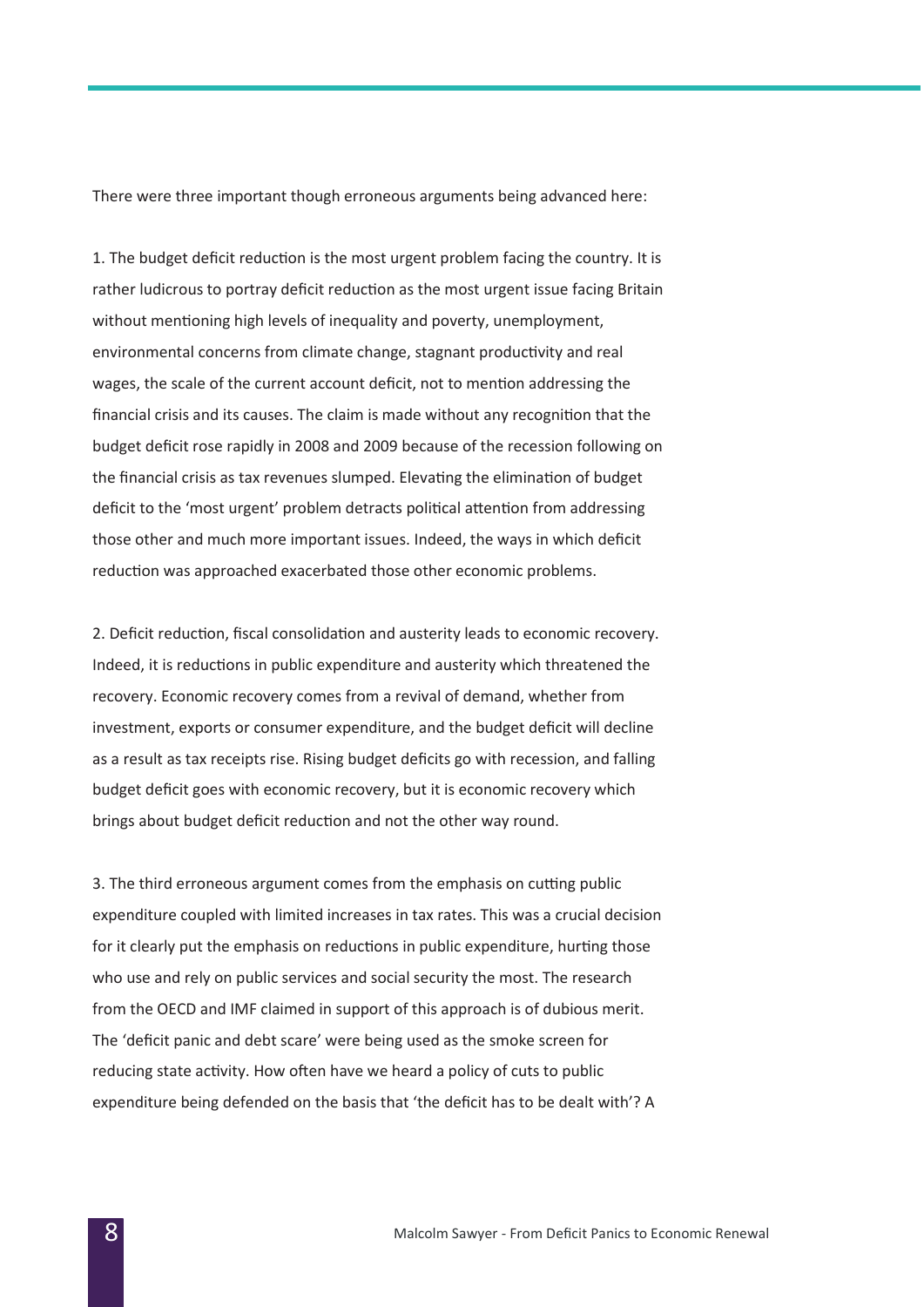There were three important though erroneous arguments being advanced here:

1. The budget deficit reduction is the most urgent problem facing the country. It is rather ludicrous to portray deficit reduction as the most urgent issue facing Britain without mentioning high levels of inequality and poverty, unemployment, environmental concerns from climate change, stagnant productivity and real wages, the scale of the current account deficit, not to mention addressing the financial crisis and its causes. The claim is made without any recognition that the budget deficit rose rapidly in 2008 and 2009 because of the recession following on the financial crisis as tax revenues slumped. Elevating the elimination of budget deficit to the 'most urgent' problem detracts political attention from addressing those other and much more important issues. Indeed, the ways in which deficit reduction was approached exacerbated those other economic problems.

2. Deficit reduction, fiscal consolidation and austerity leads to economic recovery. Indeed, it is reductions in public expenditure and austerity which threatened the recovery. Economic recovery comes from a revival of demand, whether from investment, exports or consumer expenditure, and the budget deficit will decline as a result as tax receipts rise. Rising budget deficits go with recession, and falling budget deficit goes with economic recovery, but it is economic recovery which brings about budget deficit reduction and not the other way round.

3. The third erroneous argument comes from the emphasis on cutting public expenditure coupled with limited increases in tax rates. This was a crucial decision for it clearly put the emphasis on reductions in public expenditure, hurting those who use and rely on public services and social security the most. The research from the OECD and IMF claimed in support of this approach is of dubious merit. The 'deficit panic and debt scare' were being used as the smoke screen for reducing state activity. How often have we heard a policy of cuts to public expenditure being defended on the basis that 'the deficit has to be dealt with'? A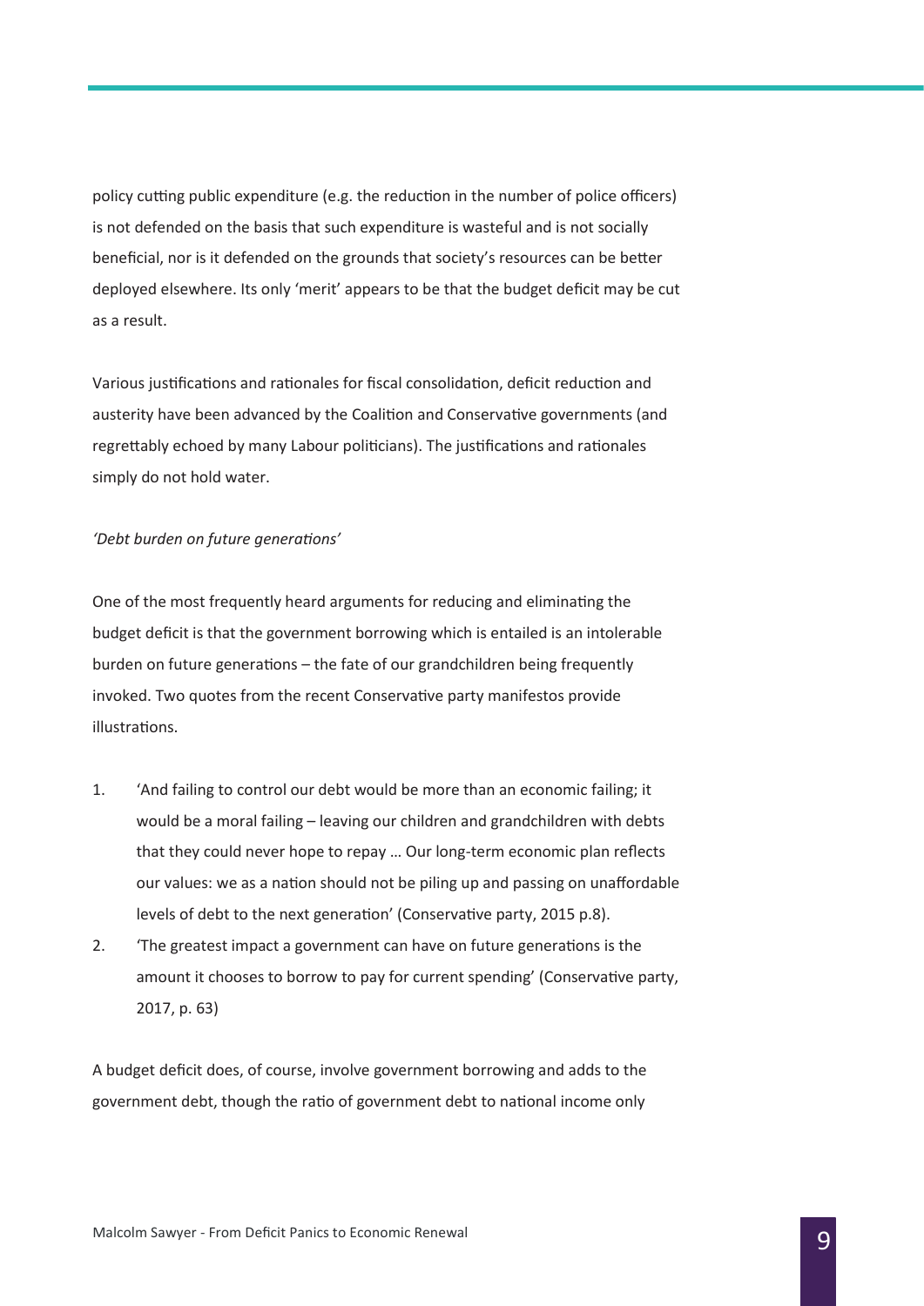policy cutting public expenditure (e.g. the reduction in the number of police officers) is not defended on the basis that such expenditure is wasteful and is not socially beneficial, nor is it defended on the grounds that society's resources can be better deployed elsewhere. Its only 'merit' appears to be that the budget deficit may be cut as a result.

Various justifications and rationales for fiscal consolidation, deficit reduction and austerity have been advanced by the Coalition and Conservative governments (and regrettably echoed by many Labour politicians). The justifications and rationales simply do not hold water.

*'Debt burden on future generations'*

One of the most frequently heard arguments for reducing and eliminating the budget deficit is that the government borrowing which is entailed is an intolerable burden on future generations – the fate of our grandchildren being frequently invoked. Two quotes from the recent Conservative party manifestos provide illustrations.

1. 'And failing to control our debt would be more than an economic failing; it would be a moral failing – leaving our children and grandchildren with debts that they could never hope to repay … Our long-term economic plan reflects our values: we as a nation should not be piling up and passing on unaffordable levels of debt to the next generation' (Conservative party, 2015 p.8).
2. 'The greatest impact a government can have on future generations is the amount it chooses to borrow to pay for current spending' (Conservative party, 2017, p. 63)

A budget deficit does, of course, involve government borrowing and adds to the government debt, though the ratio of government debt to national income only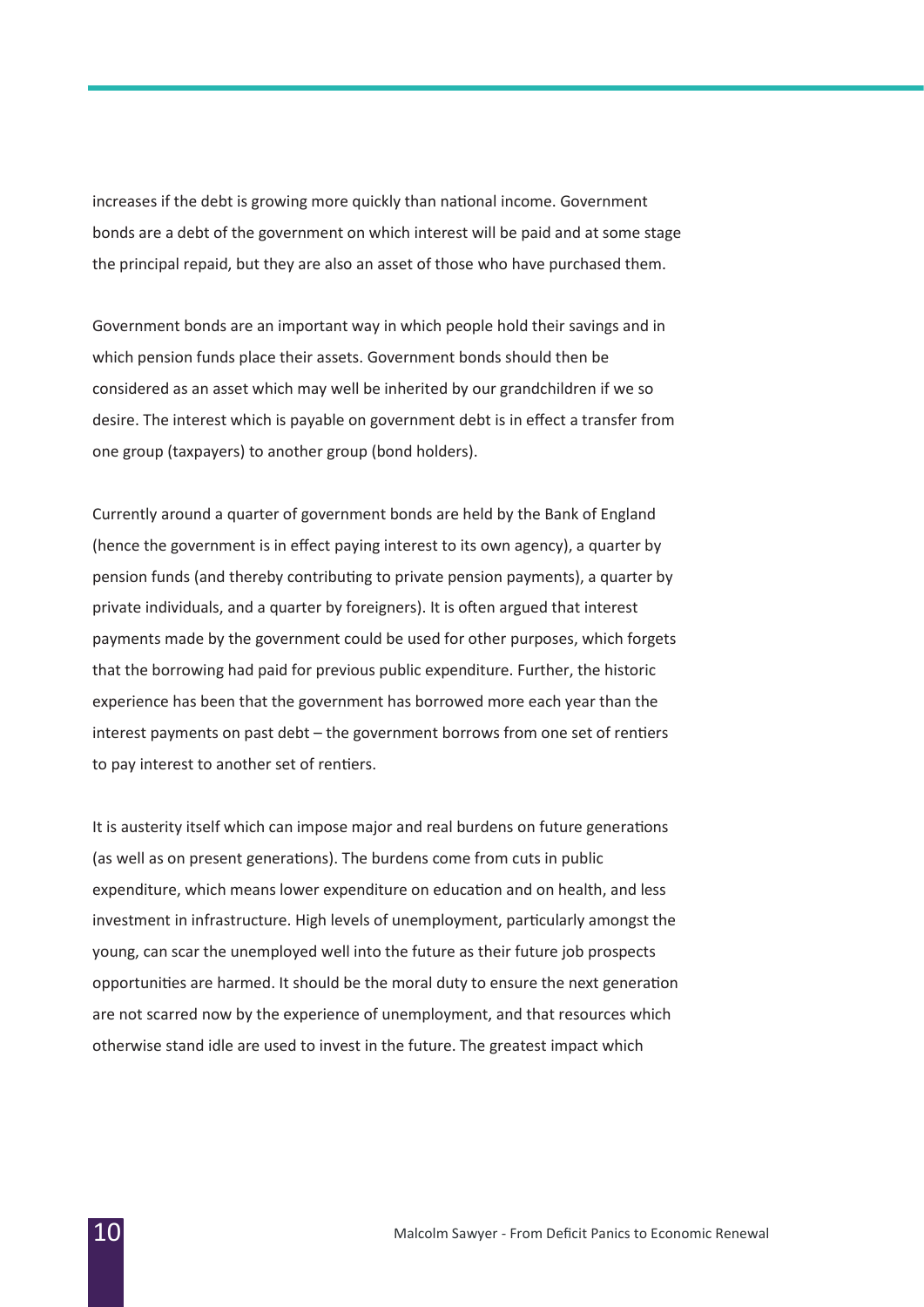increases if the debt is growing more quickly than national income. Government bonds are a debt of the government on which interest will be paid and at some stage the principal repaid, but they are also an asset of those who have purchased them.

Government bonds are an important way in which people hold their savings and in which pension funds place their assets. Government bonds should then be considered as an asset which may well be inherited by our grandchildren if we so desire. The interest which is payable on government debt is in effect a transfer from one group (taxpayers) to another group (bond holders).

Currently around a quarter of government bonds are held by the Bank of England (hence the government is in effect paying interest to its own agency), a quarter by pension funds (and thereby contributing to private pension payments), a quarter by private individuals, and a quarter by foreigners). It is often argued that interest payments made by the government could be used for other purposes, which forgets that the borrowing had paid for previous public expenditure. Further, the historic experience has been that the government has borrowed more each year than the interest payments on past debt – the government borrows from one set of rentiers to pay interest to another set of rentiers.

It is austerity itself which can impose major and real burdens on future generations (as well as on present generations). The burdens come from cuts in public expenditure, which means lower expenditure on education and on health, and less investment in infrastructure. High levels of unemployment, particularly amongst the young, can scar the unemployed well into the future as their future job prospects opportunities are harmed. It should be the moral duty to ensure the next generation are not scarred now by the experience of unemployment, and that resources which otherwise stand idle are used to invest in the future. The greatest impact which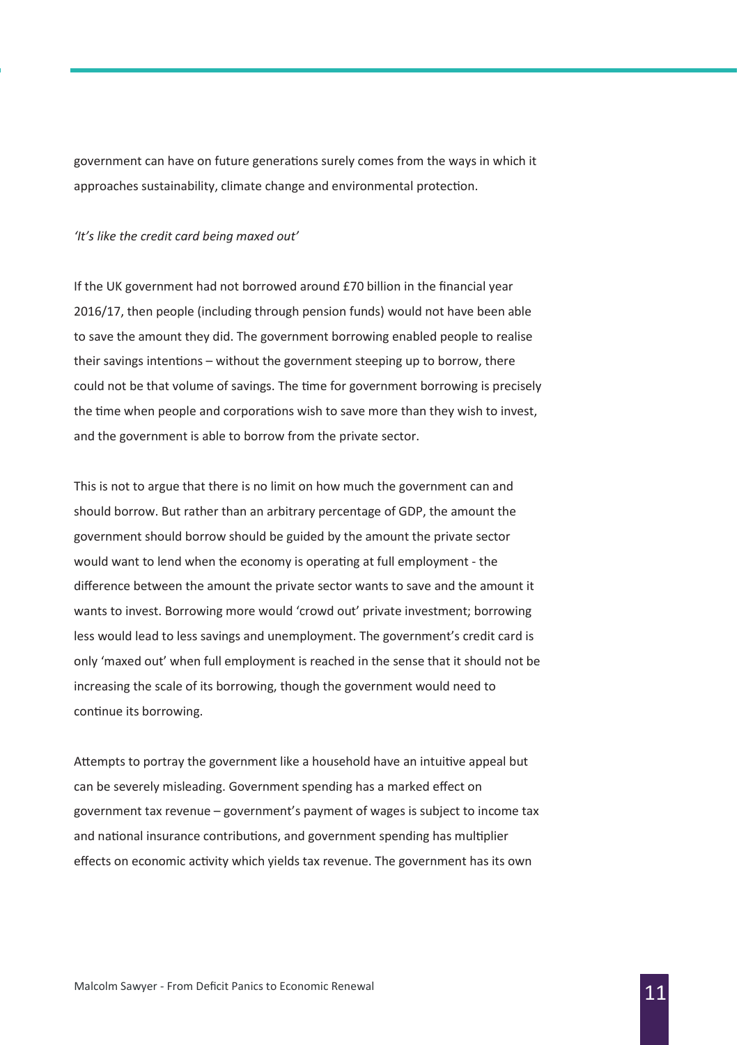government can have on future generations surely comes from the ways in which it approaches sustainability, climate change and environmental protection.

*'It's like the credit card being maxed out'*

If the UK government had not borrowed around £70 billion in the financial year 2016/17, then people (including through pension funds) would not have been able to save the amount they did. The government borrowing enabled people to realise their savings intentions – without the government steeping up to borrow, there could not be that volume of savings. The time for government borrowing is precisely the time when people and corporations wish to save more than they wish to invest, and the government is able to borrow from the private sector.

This is not to argue that there is no limit on how much the government can and should borrow. But rather than an arbitrary percentage of GDP, the amount the government should borrow should be guided by the amount the private sector would want to lend when the economy is operating at full employment - the difference between the amount the private sector wants to save and the amount it wants to invest. Borrowing more would 'crowd out' private investment; borrowing less would lead to less savings and unemployment. The government's credit card is only 'maxed out' when full employment is reached in the sense that it should not be increasing the scale of its borrowing, though the government would need to continue its borrowing.

Attempts to portray the government like a household have an intuitive appeal but can be severely misleading. Government spending has a marked effect on government tax revenue – government's payment of wages is subject to income tax and national insurance contributions, and government spending has multiplier effects on economic activity which yields tax revenue. The government has its own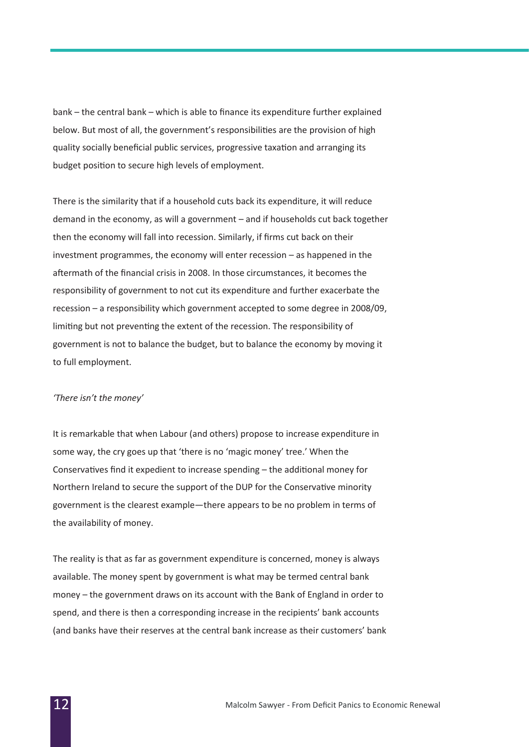bank – the central bank – which is able to finance its expenditure further explained below. But most of all, the government's responsibilities are the provision of high quality socially beneficial public services, progressive taxation and arranging its budget position to secure high levels of employment.

There is the similarity that if a household cuts back its expenditure, it will reduce demand in the economy, as will a government – and if households cut back together then the economy will fall into recession. Similarly, if firms cut back on their investment programmes, the economy will enter recession – as happened in the aftermath of the financial crisis in 2008. In those circumstances, it becomes the responsibility of government to not cut its expenditure and further exacerbate the recession – a responsibility which government accepted to some degree in 2008/09, limiting but not preventing the extent of the recession. The responsibility of government is not to balance the budget, but to balance the economy by moving it to full employment.

*'There isn't the money'*

It is remarkable that when Labour (and others) propose to increase expenditure in some way, the cry goes up that 'there is no 'magic money' tree.' When the Conservatives find it expedient to increase spending – the additional money for Northern Ireland to secure the support of the DUP for the Conservative minority government is the clearest example—there appears to be no problem in terms of the availability of money.

The reality is that as far as government expenditure is concerned, money is always available. The money spent by government is what may be termed central bank money – the government draws on its account with the Bank of England in order to spend, and there is then a corresponding increase in the recipients' bank accounts (and banks have their reserves at the central bank increase as their customers' bank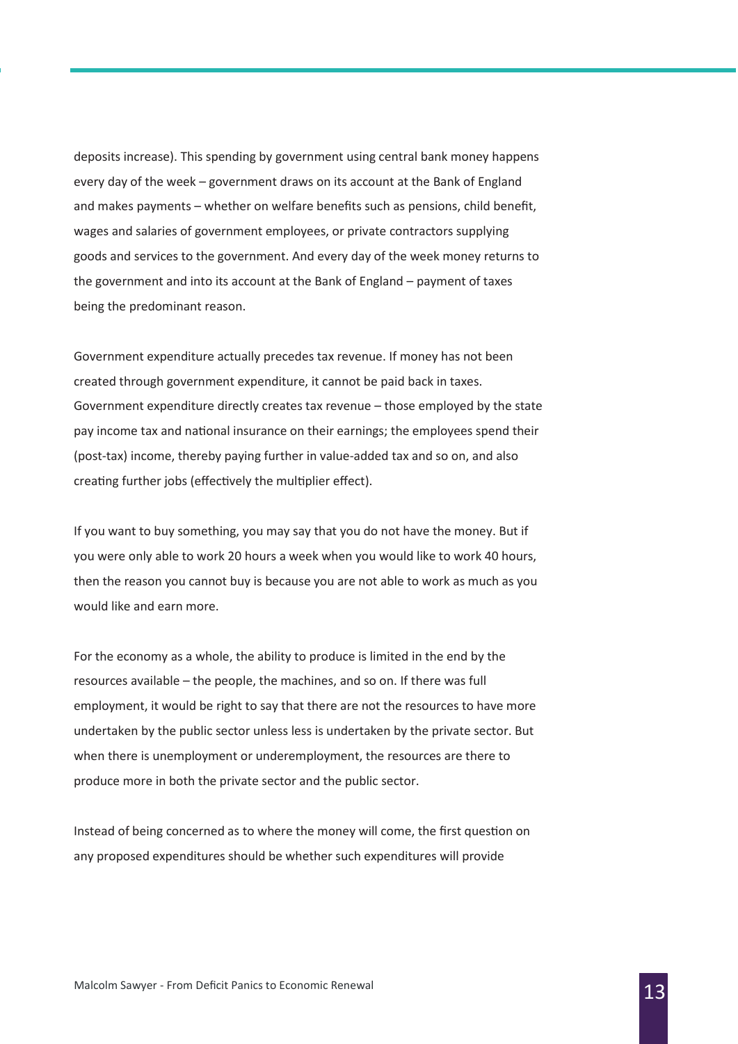deposits increase). This spending by government using central bank money happens every day of the week – government draws on its account at the Bank of England and makes payments – whether on welfare benefits such as pensions, child benefit, wages and salaries of government employees, or private contractors supplying goods and services to the government. And every day of the week money returns to the government and into its account at the Bank of England – payment of taxes being the predominant reason.

Government expenditure actually precedes tax revenue. If money has not been created through government expenditure, it cannot be paid back in taxes. Government expenditure directly creates tax revenue – those employed by the state pay income tax and national insurance on their earnings; the employees spend their (post-tax) income, thereby paying further in value-added tax and so on, and also creating further jobs (effectively the multiplier effect).

If you want to buy something, you may say that you do not have the money. But if you were only able to work 20 hours a week when you would like to work 40 hours, then the reason you cannot buy is because you are not able to work as much as you would like and earn more.

For the economy as a whole, the ability to produce is limited in the end by the resources available – the people, the machines, and so on. If there was full employment, it would be right to say that there are not the resources to have more undertaken by the public sector unless less is undertaken by the private sector. But when there is unemployment or underemployment, the resources are there to produce more in both the private sector and the public sector.

Instead of being concerned as to where the money will come, the first question on any proposed expenditures should be whether such expenditures will provide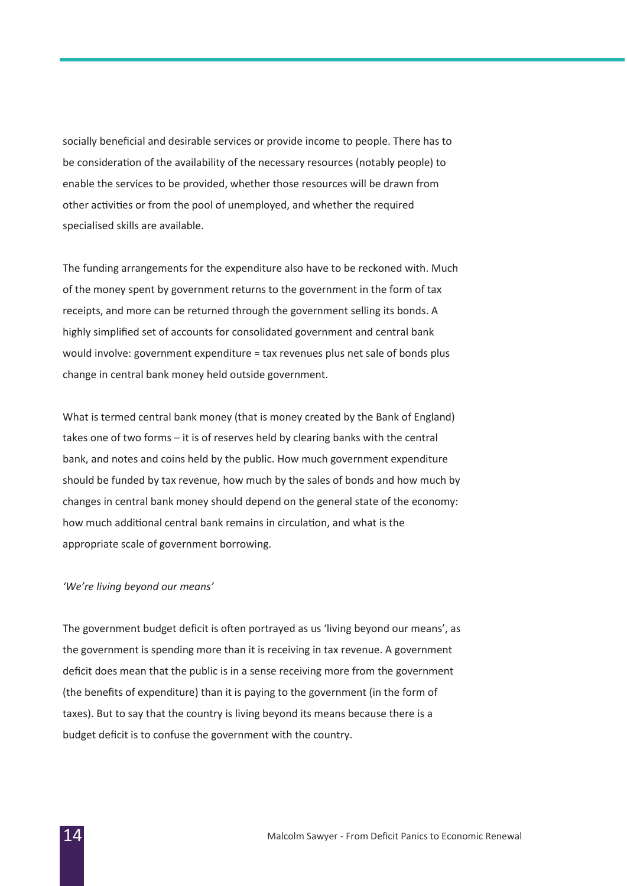socially beneficial and desirable services or provide income to people. There has to be consideration of the availability of the necessary resources (notably people) to enable the services to be provided, whether those resources will be drawn from other activities or from the pool of unemployed, and whether the required specialised skills are available.

The funding arrangements for the expenditure also have to be reckoned with. Much of the money spent by government returns to the government in the form of tax receipts, and more can be returned through the government selling its bonds. A highly simplified set of accounts for consolidated government and central bank would involve: government expenditure = tax revenues plus net sale of bonds plus change in central bank money held outside government.

What is termed central bank money (that is money created by the Bank of England) takes one of two forms – it is of reserves held by clearing banks with the central bank, and notes and coins held by the public. How much government expenditure should be funded by tax revenue, how much by the sales of bonds and how much by changes in central bank money should depend on the general state of the economy: how much additional central bank remains in circulation, and what is the appropriate scale of government borrowing.

*'We're living beyond our means'*

The government budget deficit is often portrayed as us 'living beyond our means', as the government is spending more than it is receiving in tax revenue. A government deficit does mean that the public is in a sense receiving more from the government (the benefits of expenditure) than it is paying to the government (in the form of taxes). But to say that the country is living beyond its means because there is a budget deficit is to confuse the government with the country.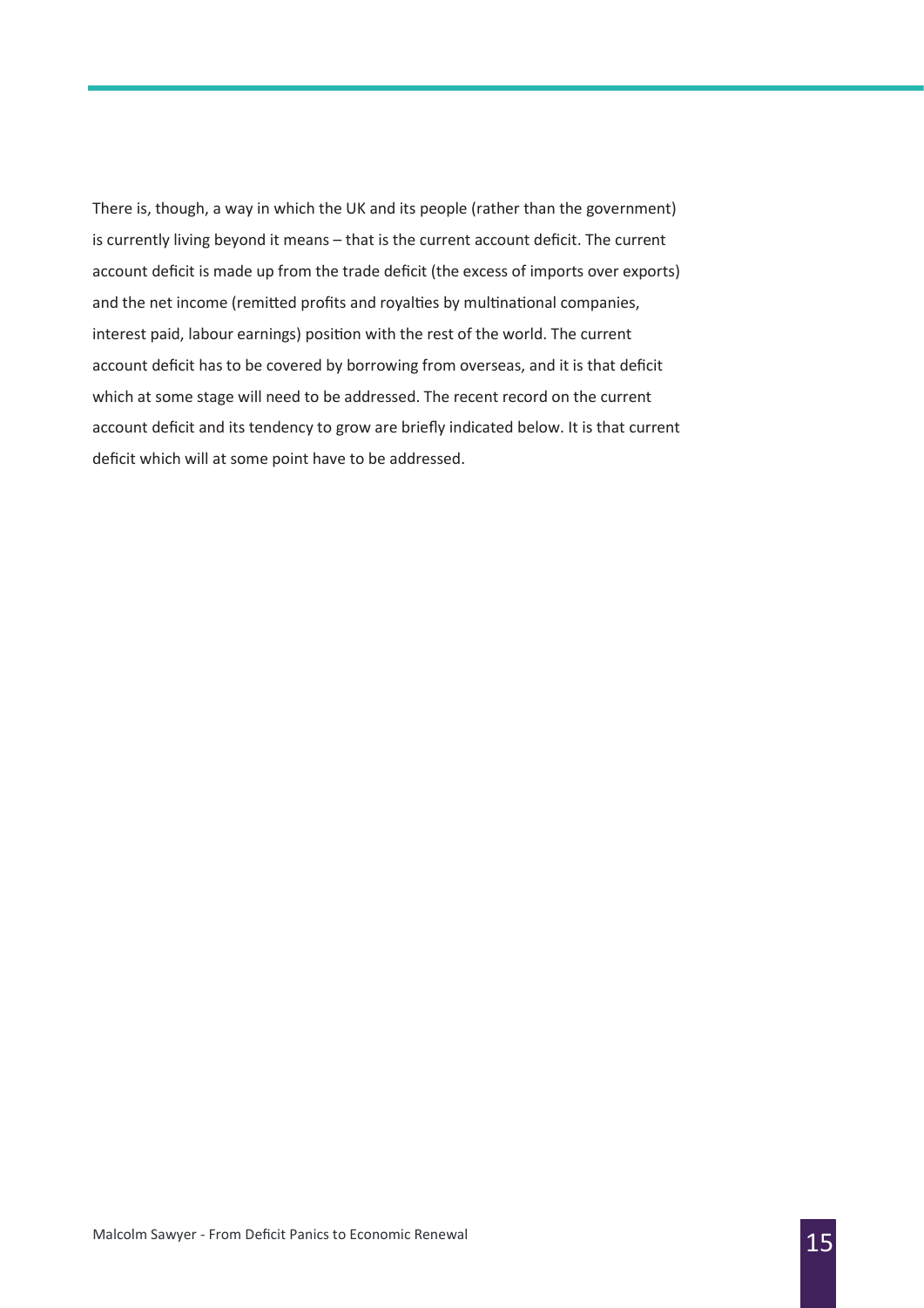There is, though, a way in which the UK and its people (rather than the government) is currently living beyond it means – that is the current account deficit. The current account deficit is made up from the trade deficit (the excess of imports over exports) and the net income (remitted profits and royalties by multinational companies, interest paid, labour earnings) position with the rest of the world. The current account deficit has to be covered by borrowing from overseas, and it is that deficit which at some stage will need to be addressed. The recent record on the current account deficit and its tendency to grow are briefly indicated below. It is that current deficit which will at some point have to be addressed.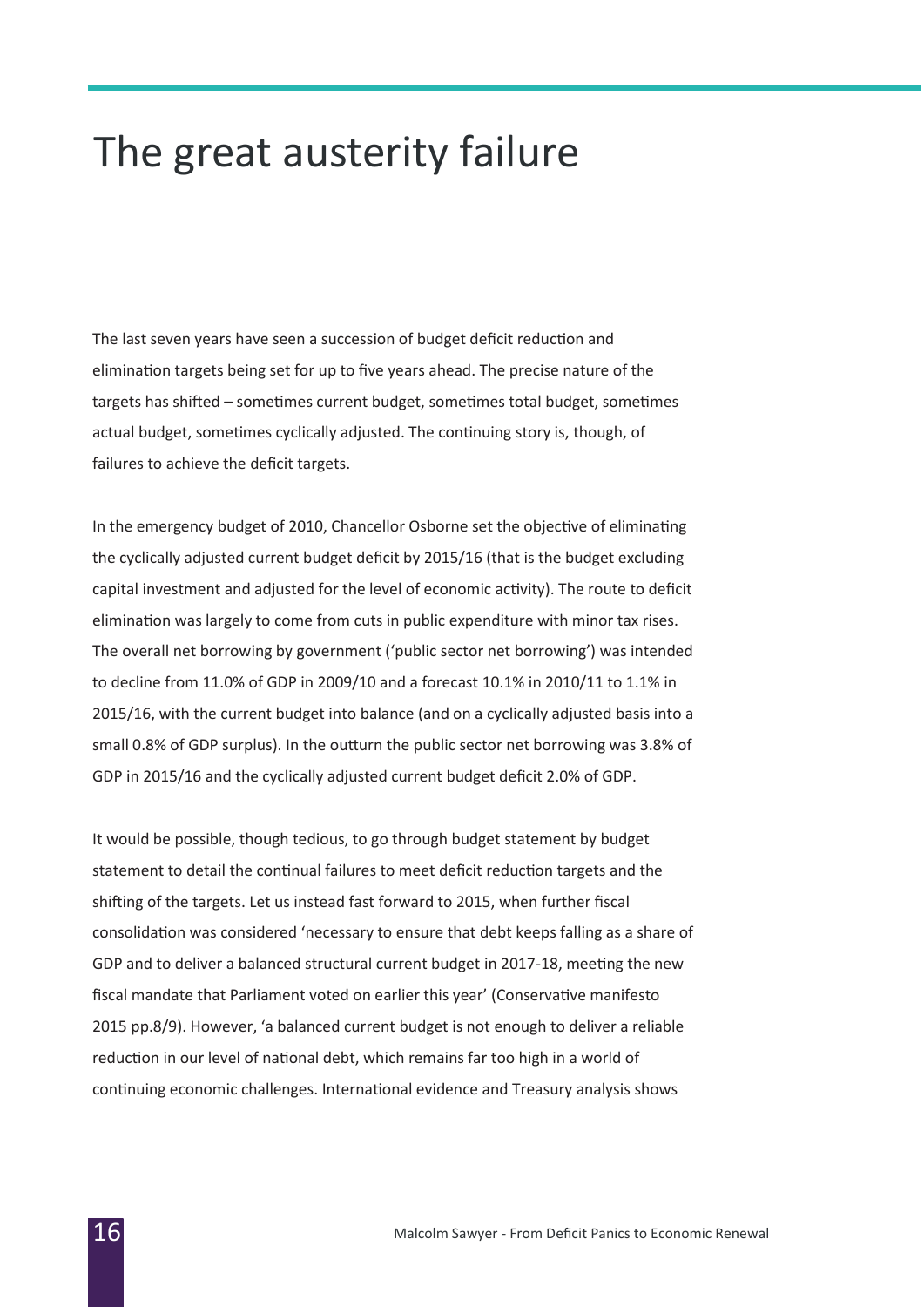# The great austerity failure

The last seven years have seen a succession of budget deficit reduction and elimination targets being set for up to five years ahead. The precise nature of the targets has shifted – sometimes current budget, sometimes total budget, sometimes actual budget, sometimes cyclically adjusted. The continuing story is, though, of failures to achieve the deficit targets.

In the emergency budget of 2010, Chancellor Osborne set the objective of eliminating the cyclically adjusted current budget deficit by 2015/16 (that is the budget excluding capital investment and adjusted for the level of economic activity). The route to deficit elimination was largely to come from cuts in public expenditure with minor tax rises. The overall net borrowing by government ('public sector net borrowing') was intended to decline from 11.0% of GDP in 2009/10 and a forecast 10.1% in 2010/11 to 1.1% in 2015/16, with the current budget into balance (and on a cyclically adjusted basis into a small 0.8% of GDP surplus). In the outturn the public sector net borrowing was 3.8% of GDP in 2015/16 and the cyclically adjusted current budget deficit 2.0% of GDP.

It would be possible, though tedious, to go through budget statement by budget statement to detail the continual failures to meet deficit reduction targets and the shifting of the targets. Let us instead fast forward to 2015, when further fiscal consolidation was considered 'necessary to ensure that debt keeps falling as a share of GDP and to deliver a balanced structural current budget in 2017-18, meeting the new fiscal mandate that Parliament voted on earlier this year' (Conservative manifesto 2015 pp.8/9). However, 'a balanced current budget is not enough to deliver a reliable reduction in our level of national debt, which remains far too high in a world of continuing economic challenges. International evidence and Treasury analysis shows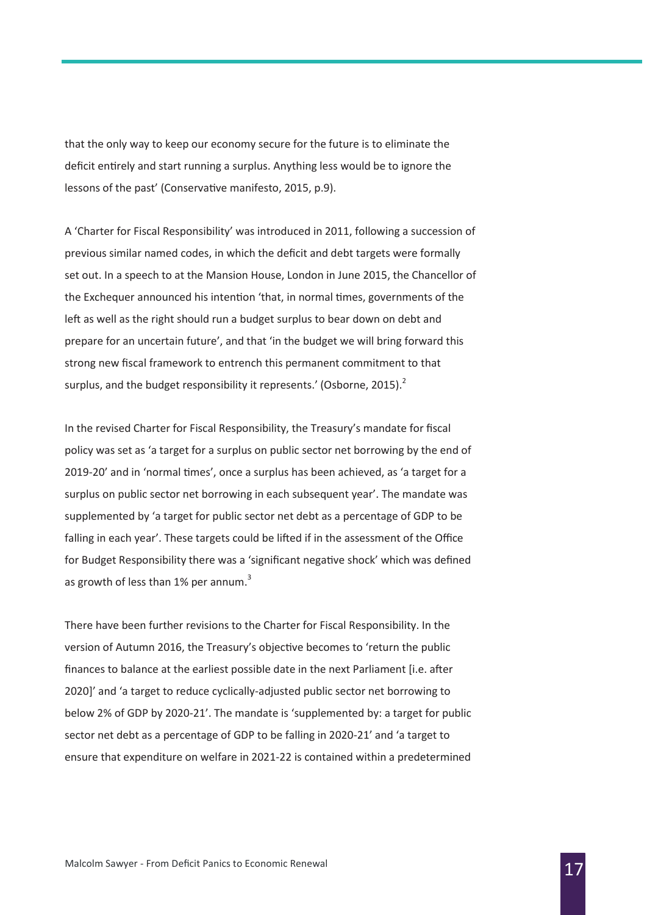that the only way to keep our economy secure for the future is to eliminate the deficit entirely and start running a surplus. Anything less would be to ignore the lessons of the past' (Conservative manifesto, 2015, p.9).

A 'Charter for Fiscal Responsibility' was introduced in 2011, following a succession of previous similar named codes, in which the deficit and debt targets were formally set out. In a speech to at the Mansion House, London in June 2015, the Chancellor of the Exchequer announced his intention 'that, in normal times, governments of the left as well as the right should run a budget surplus to bear down on debt and prepare for an uncertain future', and that 'in the budget we will bring forward this strong new fiscal framework to entrench this permanent commitment to that surplus, and the budget responsibility it represents.' (Osborne, 2015).[2]

In the revised Charter for Fiscal Responsibility, the Treasury's mandate for fiscal policy was set as 'a target for a surplus on public sector net borrowing by the end of 2019-20' and in 'normal times', once a surplus has been achieved, as 'a target for a surplus on public sector net borrowing in each subsequent year'. The mandate was supplemented by 'a target for public sector net debt as a percentage of GDP to be falling in each year'. These targets could be lifted if in the assessment of the Office for Budget Responsibility there was a 'significant negative shock' which was defined as growth of less than 1% per annum.[3]

There have been further revisions to the Charter for Fiscal Responsibility. In the version of Autumn 2016, the Treasury's objective becomes to 'return the public finances to balance at the earliest possible date in the next Parliament [i.e. after 2020]' and 'a target to reduce cyclically-adjusted public sector net borrowing to below 2% of GDP by 2020-21'. The mandate is 'supplemented by: a target for public sector net debt as a percentage of GDP to be falling in 2020-21' and 'a target to ensure that expenditure on welfare in 2021-22 is contained within a predetermined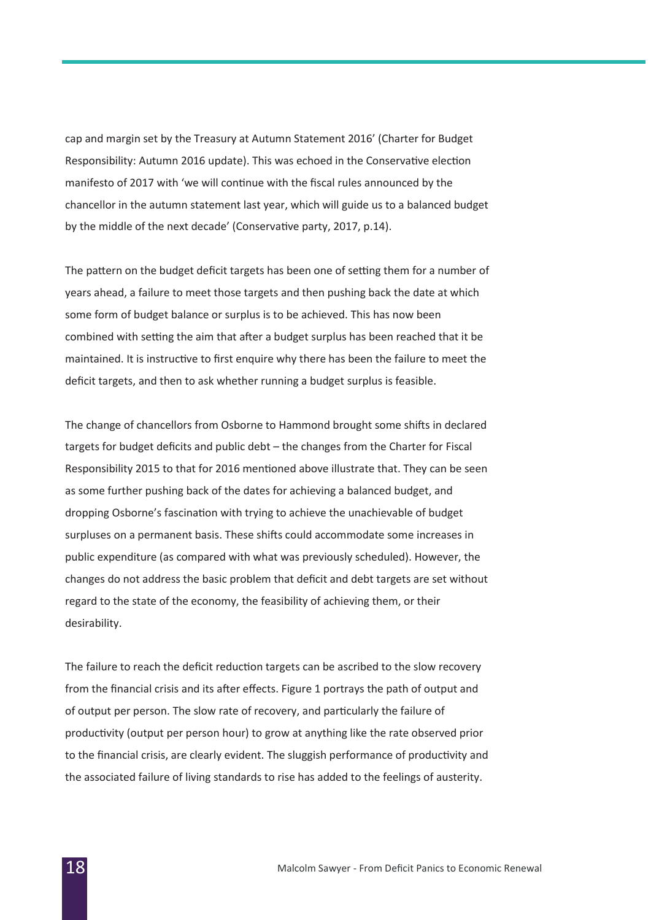cap and margin set by the Treasury at Autumn Statement 2016' (Charter for Budget Responsibility: Autumn 2016 update). This was echoed in the Conservative election manifesto of 2017 with 'we will continue with the fiscal rules announced by the chancellor in the autumn statement last year, which will guide us to a balanced budget by the middle of the next decade' (Conservative party, 2017, p.14).

The pattern on the budget deficit targets has been one of setting them for a number of years ahead, a failure to meet those targets and then pushing back the date at which some form of budget balance or surplus is to be achieved. This has now been combined with setting the aim that after a budget surplus has been reached that it be maintained. It is instructive to first enquire why there has been the failure to meet the deficit targets, and then to ask whether running a budget surplus is feasible.

The change of chancellors from Osborne to Hammond brought some shifts in declared targets for budget deficits and public debt – the changes from the Charter for Fiscal Responsibility 2015 to that for 2016 mentioned above illustrate that. They can be seen as some further pushing back of the dates for achieving a balanced budget, and dropping Osborne's fascination with trying to achieve the unachievable of budget surpluses on a permanent basis. These shifts could accommodate some increases in public expenditure (as compared with what was previously scheduled). However, the changes do not address the basic problem that deficit and debt targets are set without regard to the state of the economy, the feasibility of achieving them, or their desirability.

The failure to reach the deficit reduction targets can be ascribed to the slow recovery from the financial crisis and its after effects. Figure 1 portrays the path of output and of output per person. The slow rate of recovery, and particularly the failure of productivity (output per person hour) to grow at anything like the rate observed prior to the financial crisis, are clearly evident. The sluggish performance of productivity and the associated failure of living standards to rise has added to the feelings of austerity.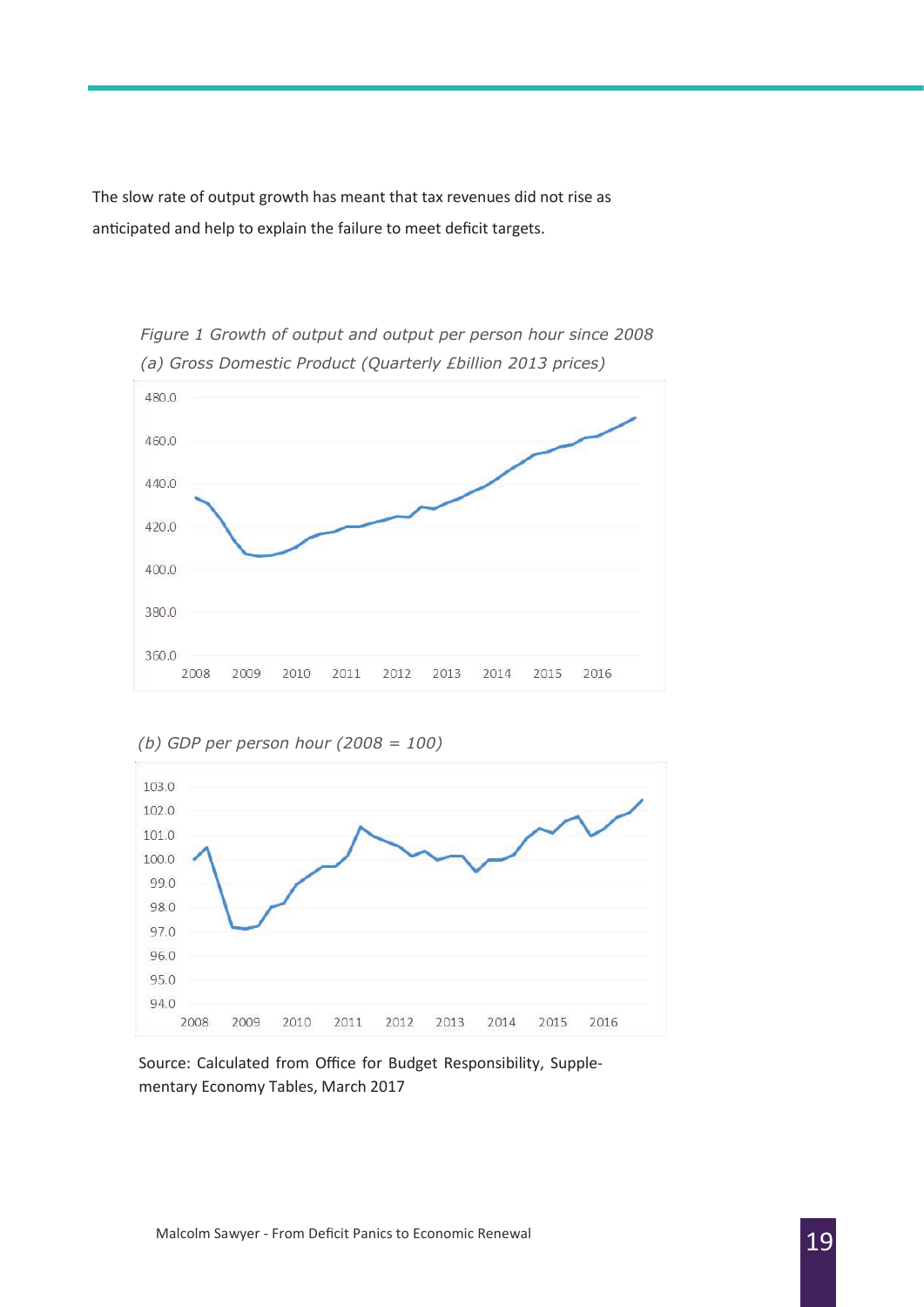The slow rate of output growth has meant that tax revenues did not rise as anticipated and help to explain the failure to meet deficit targets.

*Figure 1 Growth of output and output per person hour since 2008*

*(a) Gross Domestic Product (Quarterly £billion 2013 prices)*

*(b) GDP per person hour (2008 = 100)*

Source: Calculated from Office for Budget Responsibility, Supplementary Economy Tables, March 2017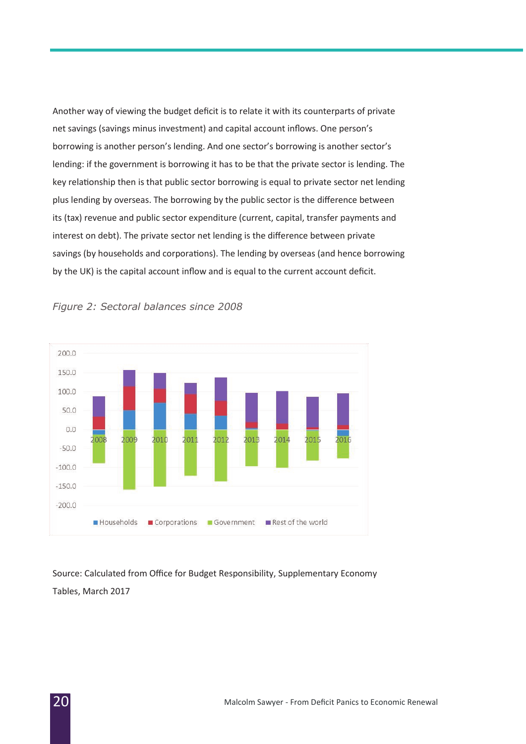Another way of viewing the budget deficit is to relate it with its counterparts of private net savings (savings minus investment) and capital account inflows. One person's borrowing is another person's lending. And one sector's borrowing is another sector's lending: if the government is borrowing it has to be that the private sector is lending. The key relationship then is that public sector borrowing is equal to private sector net lending plus lending by overseas. The borrowing by the public sector is the difference between its (tax) revenue and public sector expenditure (current, capital, transfer payments and interest on debt). The private sector net lending is the difference between private savings (by households and corporations). The lending by overseas (and hence borrowing by the UK) is the capital account inflow and is equal to the current account deficit.

*Figure 2: Sectoral balances since 2008*

Source: Calculated from Office for Budget Responsibility, Supplementary Economy Tables, March 2017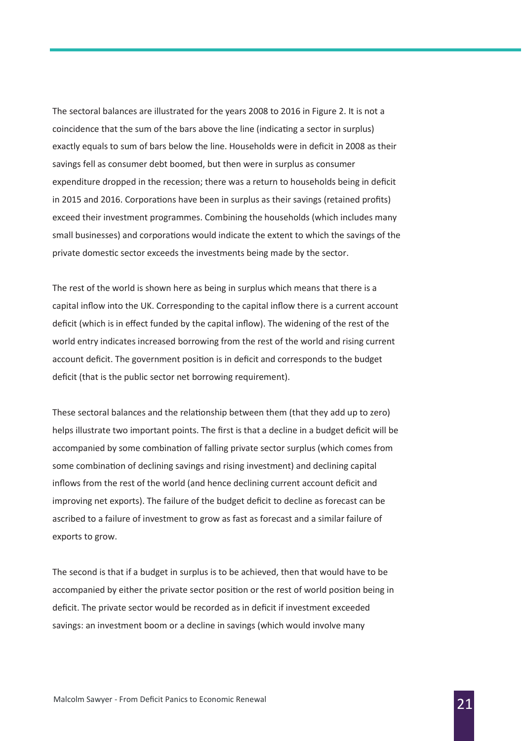The sectoral balances are illustrated for the years 2008 to 2016 in Figure 2. It is not a coincidence that the sum of the bars above the line (indicating a sector in surplus) exactly equals to sum of bars below the line. Households were in deficit in 2008 as their savings fell as consumer debt boomed, but then were in surplus as consumer expenditure dropped in the recession; there was a return to households being in deficit in 2015 and 2016. Corporations have been in surplus as their savings (retained profits) exceed their investment programmes. Combining the households (which includes many small businesses) and corporations would indicate the extent to which the savings of the private domestic sector exceeds the investments being made by the sector.

The rest of the world is shown here as being in surplus which means that there is a capital inflow into the UK. Corresponding to the capital inflow there is a current account deficit (which is in effect funded by the capital inflow). The widening of the rest of the world entry indicates increased borrowing from the rest of the world and rising current account deficit. The government position is in deficit and corresponds to the budget deficit (that is the public sector net borrowing requirement).

These sectoral balances and the relationship between them (that they add up to zero) helps illustrate two important points. The first is that a decline in a budget deficit will be accompanied by some combination of falling private sector surplus (which comes from some combination of declining savings and rising investment) and declining capital inflows from the rest of the world (and hence declining current account deficit and improving net exports). The failure of the budget deficit to decline as forecast can be ascribed to a failure of investment to grow as fast as forecast and a similar failure of exports to grow.

The second is that if a budget in surplus is to be achieved, then that would have to be accompanied by either the private sector position or the rest of world position being in deficit. The private sector would be recorded as in deficit if investment exceeded savings: an investment boom or a decline in savings (which would involve many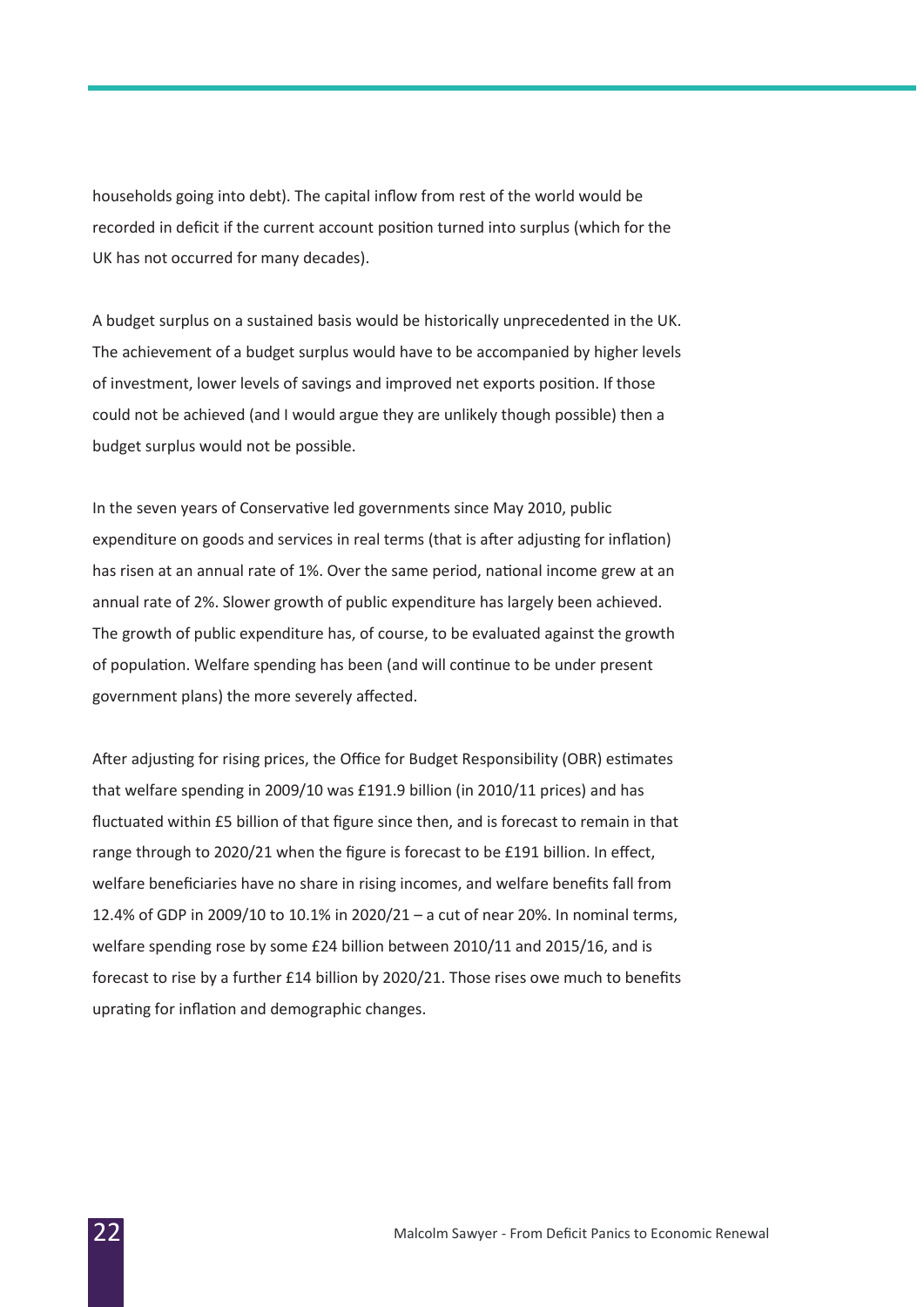households going into debt). The capital inflow from rest of the world would be recorded in deficit if the current account position turned into surplus (which for the UK has not occurred for many decades).

A budget surplus on a sustained basis would be historically unprecedented in the UK. The achievement of a budget surplus would have to be accompanied by higher levels of investment, lower levels of savings and improved net exports position. If those could not be achieved (and I would argue they are unlikely though possible) then a budget surplus would not be possible.

In the seven years of Conservative led governments since May 2010, public expenditure on goods and services in real terms (that is after adjusting for inflation) has risen at an annual rate of 1%. Over the same period, national income grew at an annual rate of 2%. Slower growth of public expenditure has largely been achieved. The growth of public expenditure has, of course, to be evaluated against the growth of population. Welfare spending has been (and will continue to be under present government plans) the more severely affected.

After adjusting for rising prices, the Office for Budget Responsibility (OBR) estimates that welfare spending in 2009/10 was £191.9 billion (in 2010/11 prices) and has fluctuated within £5 billion of that figure since then, and is forecast to remain in that range through to 2020/21 when the figure is forecast to be £191 billion. In effect, welfare beneficiaries have no share in rising incomes, and welfare benefits fall from 12.4% of GDP in 2009/10 to 10.1% in 2020/21 – a cut of near 20%. In nominal terms, welfare spending rose by some £24 billion between 2010/11 and 2015/16, and is forecast to rise by a further £14 billion by 2020/21. Those rises owe much to benefits uprating for inflation and demographic changes.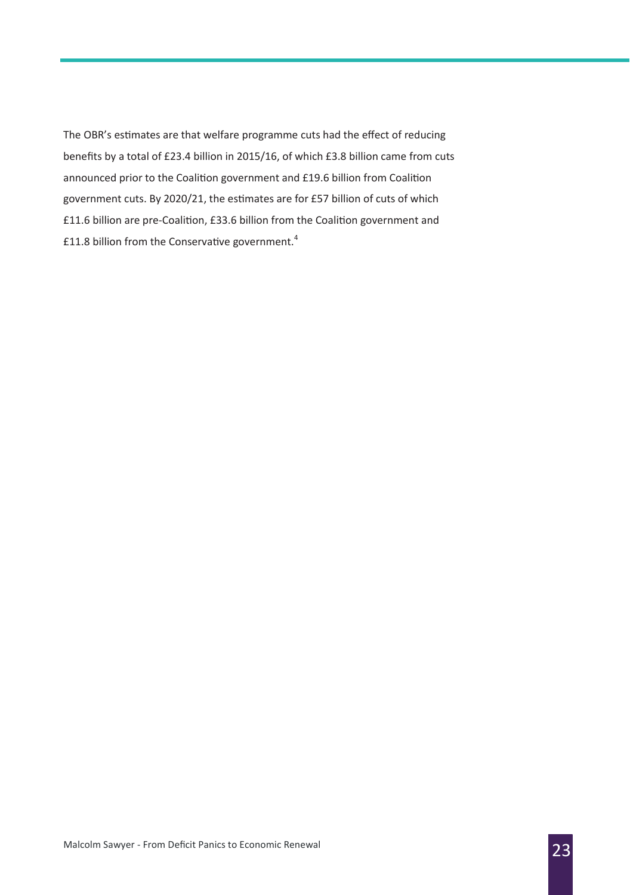The OBR's estimates are that welfare programme cuts had the effect of reducing benefits by a total of £23.4 billion in 2015/16, of which £3.8 billion came from cuts announced prior to the Coalition government and £19.6 billion from Coalition government cuts. By 2020/21, the estimates are for £57 billion of cuts of which £11.6 billion are pre-Coalition, £33.6 billion from the Coalition government and £11.8 billion from the Conservative government.[4]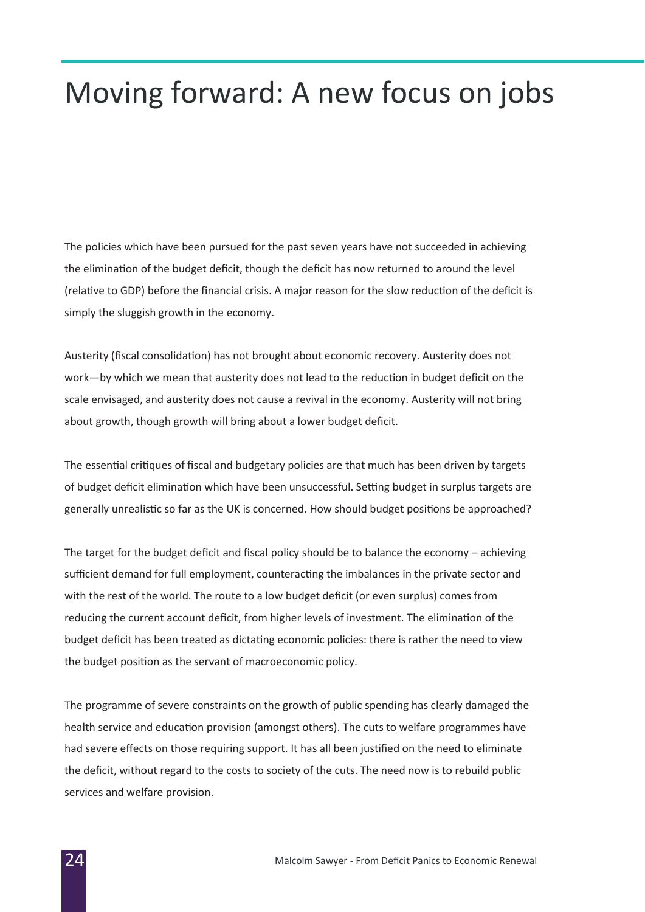# Moving forward: A new focus on jobs

The policies which have been pursued for the past seven years have not succeeded in achieving the elimination of the budget deficit, though the deficit has now returned to around the level (relative to GDP) before the financial crisis. A major reason for the slow reduction of the deficit is simply the sluggish growth in the economy.

Austerity (fiscal consolidation) has not brought about economic recovery. Austerity does not work—by which we mean that austerity does not lead to the reduction in budget deficit on the scale envisaged, and austerity does not cause a revival in the economy. Austerity will not bring about growth, though growth will bring about a lower budget deficit.

The essential critiques of fiscal and budgetary policies are that much has been driven by targets of budget deficit elimination which have been unsuccessful. Setting budget in surplus targets are generally unrealistic so far as the UK is concerned. How should budget positions be approached?

The target for the budget deficit and fiscal policy should be to balance the economy – achieving sufficient demand for full employment, counteracting the imbalances in the private sector and with the rest of the world. The route to a low budget deficit (or even surplus) comes from reducing the current account deficit, from higher levels of investment. The elimination of the budget deficit has been treated as dictating economic policies: there is rather the need to view the budget position as the servant of macroeconomic policy.

The programme of severe constraints on the growth of public spending has clearly damaged the health service and education provision (amongst others). The cuts to welfare programmes have had severe effects on those requiring support. It has all been justified on the need to eliminate the deficit, without regard to the costs to society of the cuts. The need now is to rebuild public services and welfare provision.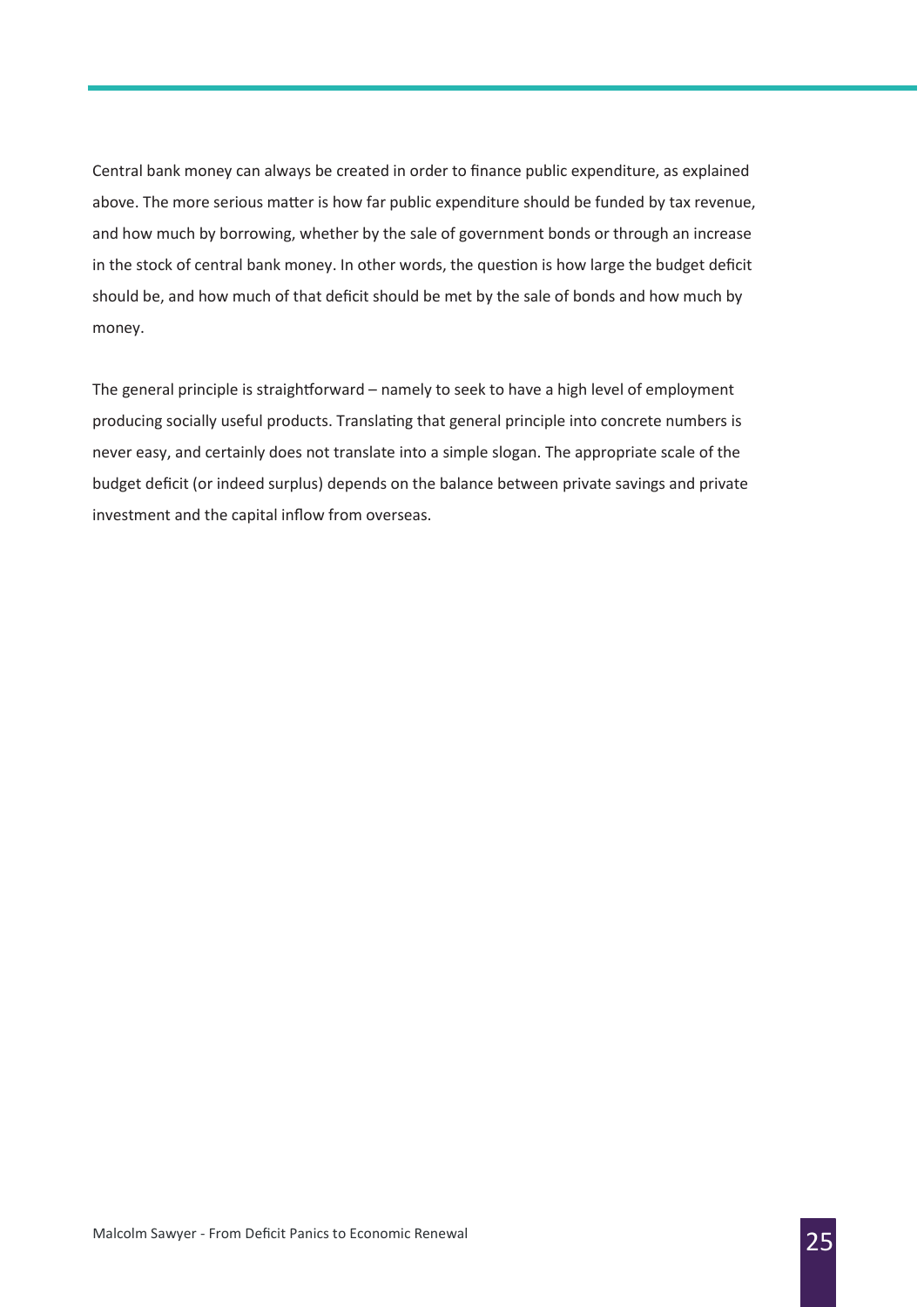Central bank money can always be created in order to finance public expenditure, as explained above. The more serious matter is how far public expenditure should be funded by tax revenue, and how much by borrowing, whether by the sale of government bonds or through an increase in the stock of central bank money. In other words, the question is how large the budget deficit should be, and how much of that deficit should be met by the sale of bonds and how much by money.

The general principle is straightforward – namely to seek to have a high level of employment producing socially useful products. Translating that general principle into concrete numbers is never easy, and certainly does not translate into a simple slogan. The appropriate scale of the budget deficit (or indeed surplus) depends on the balance between private savings and private investment and the capital inflow from overseas.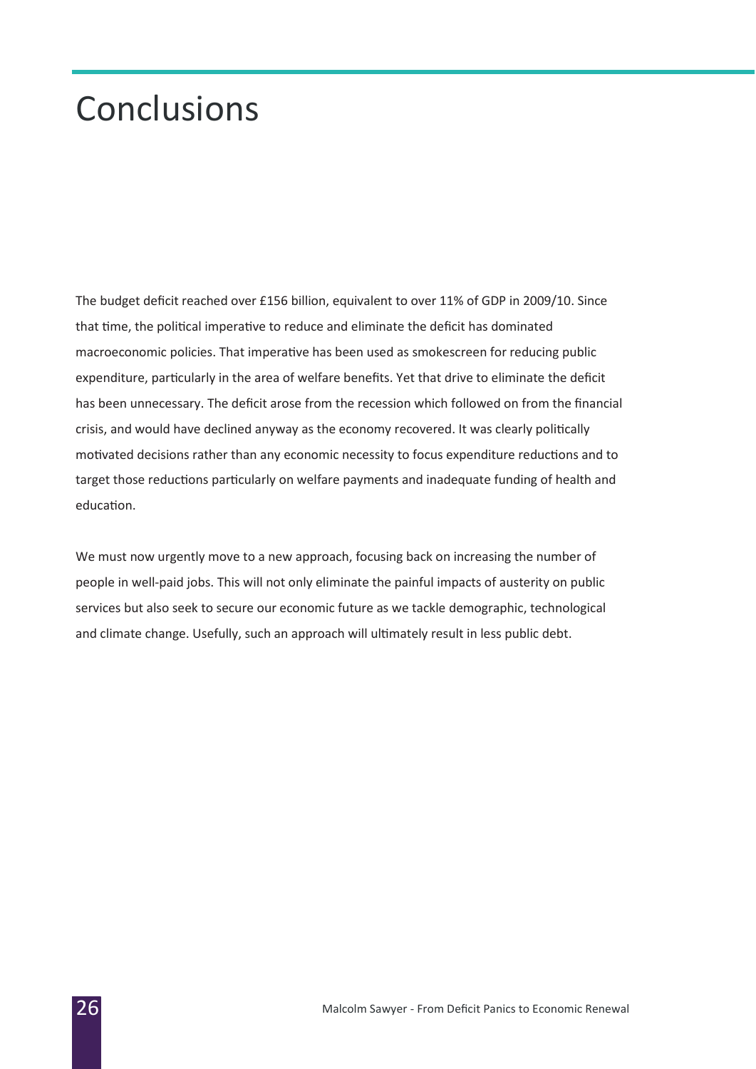# Conclusions

The budget deficit reached over £156 billion, equivalent to over 11% of GDP in 2009/10. Since that time, the political imperative to reduce and eliminate the deficit has dominated macroeconomic policies. That imperative has been used as smokescreen for reducing public expenditure, particularly in the area of welfare benefits. Yet that drive to eliminate the deficit has been unnecessary. The deficit arose from the recession which followed on from the financial crisis, and would have declined anyway as the economy recovered. It was clearly politically motivated decisions rather than any economic necessity to focus expenditure reductions and to target those reductions particularly on welfare payments and inadequate funding of health and education.

We must now urgently move to a new approach, focusing back on increasing the number of people in well-paid jobs. This will not only eliminate the painful impacts of austerity on public services but also seek to secure our economic future as we tackle demographic, technological and climate change. Usefully, such an approach will ultimately result in less public debt.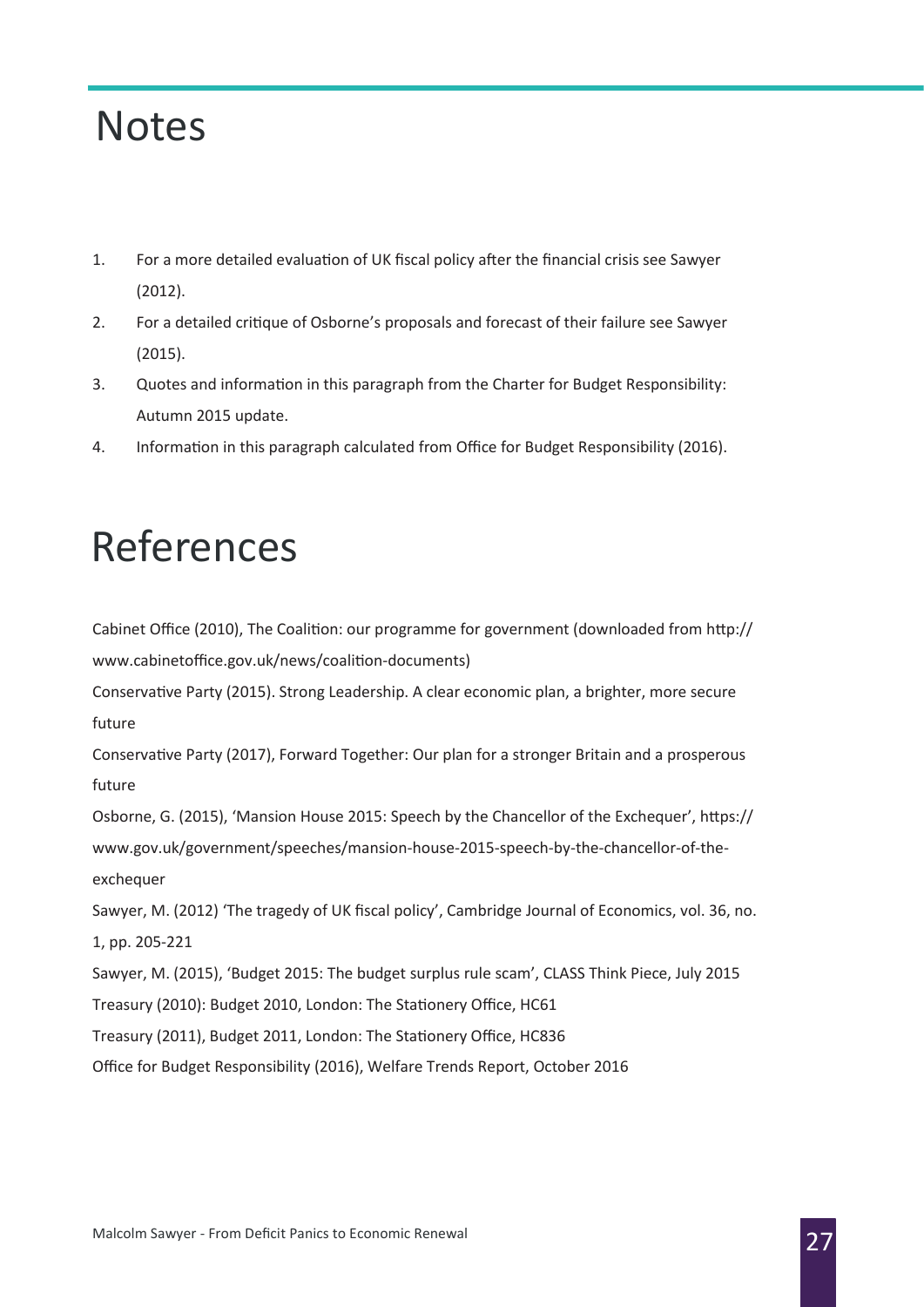# Notes

1. For a more detailed evaluation of UK fiscal policy after the financial crisis see Sawyer (2012).
2. For a detailed critique of Osborne's proposals and forecast of their failure see Sawyer (2015).
3. Quotes and information in this paragraph from the Charter for Budget Responsibility: Autumn 2015 update.
4. Information in this paragraph calculated from Office for Budget Responsibility (2016).

# References

Cabinet Office (2010), The Coalition: our programme for government (downloaded from http://www.cabinetoffice.gov.uk/news/coalition-documents)

Conservative Party (2015). Strong Leadership. A clear economic plan, a brighter, more secure future

Conservative Party (2017), Forward Together: Our plan for a stronger Britain and a prosperous future

Osborne, G. (2015), 'Mansion House 2015: Speech by the Chancellor of the Exchequer', https://www.gov.uk/government/speeches/mansion-house-2015-speech-by-the-chancellor-of-the-exchequer

Sawyer, M. (2012) 'The tragedy of UK fiscal policy', Cambridge Journal of Economics, vol. 36, no. 1, pp. 205-221

Sawyer, M. (2015), 'Budget 2015: The budget surplus rule scam', CLASS Think Piece, July 2015

Treasury (2010): Budget 2010, London: The Stationery Office, HC61

Treasury (2011), Budget 2011, London: The Stationery Office, HC836

Office for Budget Responsibility (2016), Welfare Trends Report, October 2016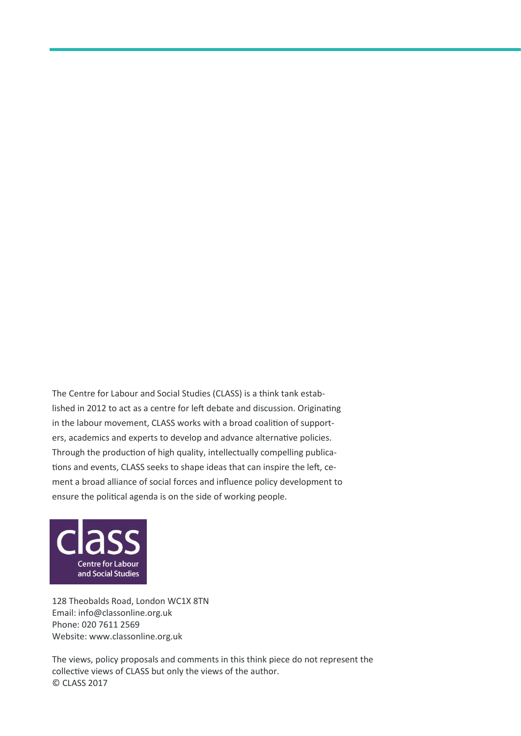The Centre for Labour and Social Studies (CLASS) is a think tank established in 2012 to act as a centre for left debate and discussion. Originating in the labour movement, CLASS works with a broad coalition of supporters, academics and experts to develop and advance alternative policies. Through the production of high quality, intellectually compelling publications and events, CLASS seeks to shape ideas that can inspire the left, cement a broad alliance of social forces and influence policy development to ensure the political agenda is on the side of working people.

class
Centre for Labour
and Social Studies

128 Theobalds Road, London WC1X 8TN
Email: info@classonline.org.uk
Phone: 020 7611 2569
Website: www.classonline.org.uk

The views, policy proposals and comments in this think piece do not represent the collective views of CLASS but only the views of the author.
© CLASS 2017